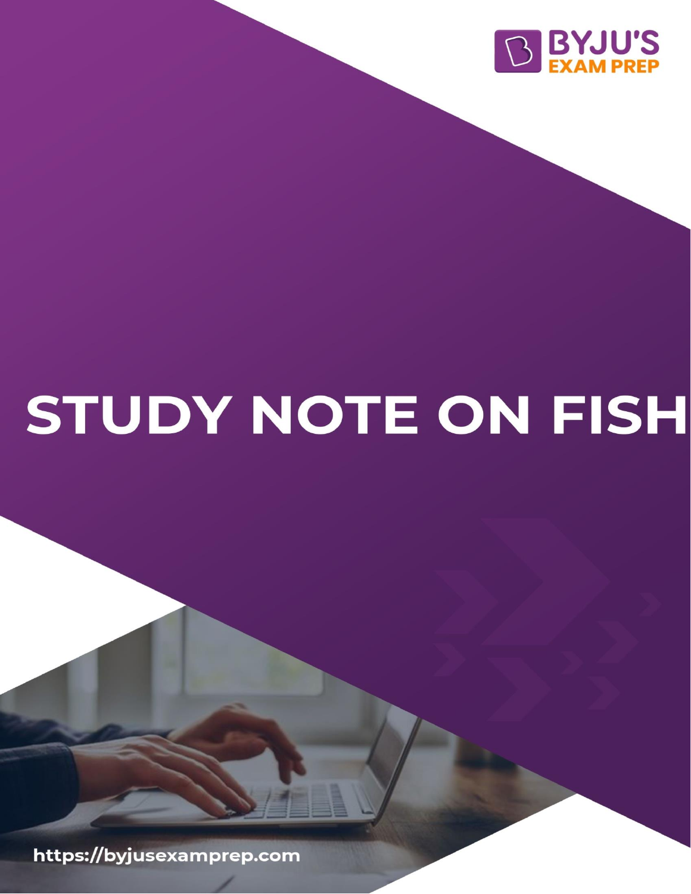BYJU'S EXAM PREP

# STUDY NOTE ON FISH

https://byjusexamprep.com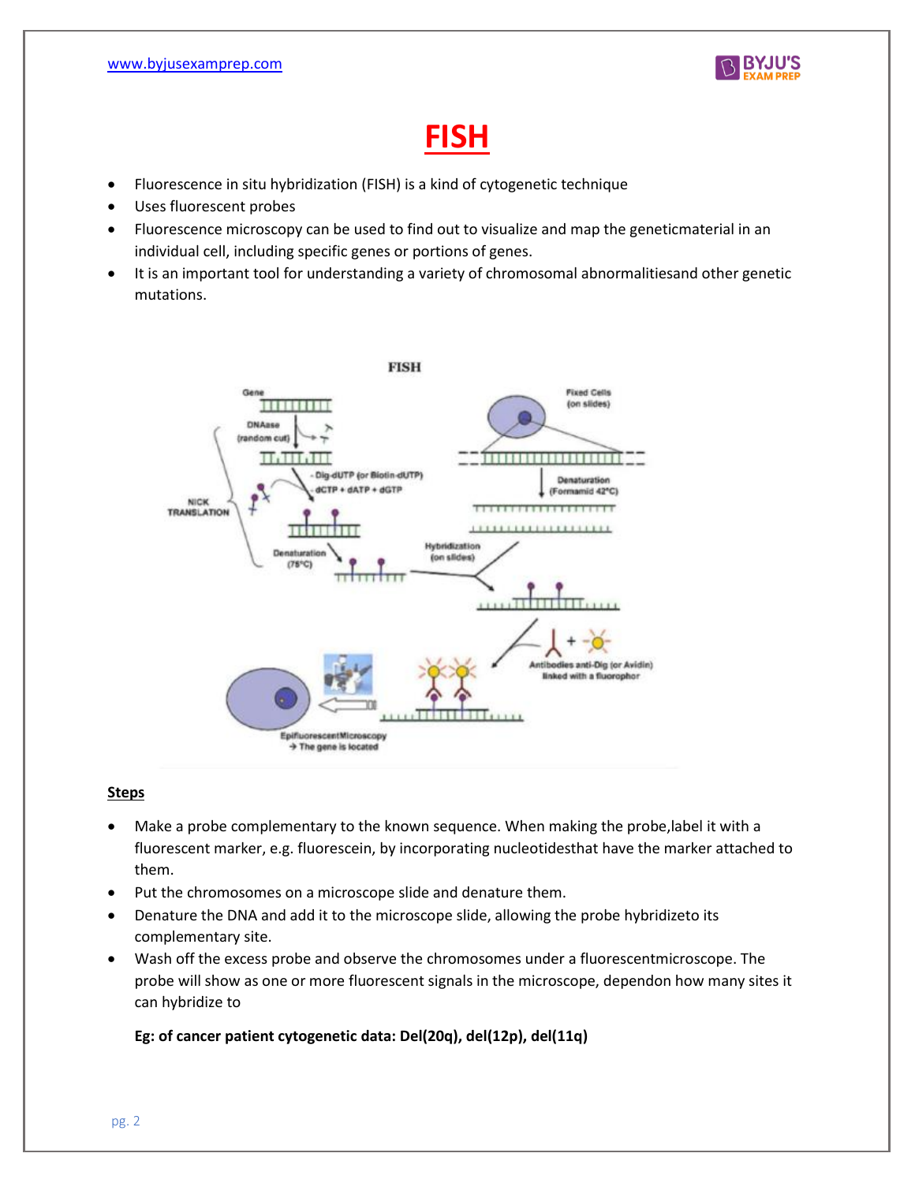# FISH

- Fluorescence in situ hybridization (FISH) is a kind of cytogenetic technique
- Uses fluorescent probes
- Fluorescence microscopy can be used to find out to visualize and map the geneticmaterial in an individual cell, including specific genes or portions of genes.
- It is an important tool for understanding a variety of chromosomal abnormalitiesand other genetic mutations.

**Steps**

- Make a probe complementary to the known sequence. When making the probe,label it with a fluorescent marker, e.g. fluorescein, by incorporating nucleotidesthat have the marker attached to them.
- Put the chromosomes on a microscope slide and denature them.
- Denature the DNA and add it to the microscope slide, allowing the probe hybridizeto its complementary site.
- Wash off the excess probe and observe the chromosomes under a fluorescentmicroscope. The probe will show as one or more fluorescent signals in the microscope, dependon how many sites it can hybridize to

**Eg: of cancer patient cytogenetic data: Del(20q), del(12p), del(11q)**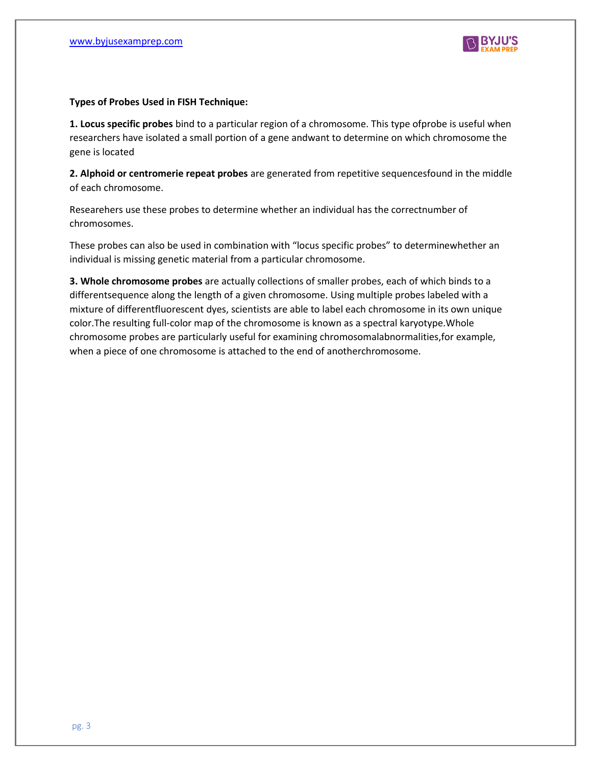**Types of Probes Used in FISH Technique:**

**1. Locus specific probes** bind to a particular region of a chromosome. This type ofprobe is useful when researchers have isolated a small portion of a gene andwant to determine on which chromosome the gene is located

**2. Alphoid or centromerie repeat probes** are generated from repetitive sequencesfound in the middle of each chromosome.

Researehers use these probes to determine whether an individual has the correctnumber of chromosomes.

These probes can also be used in combination with "locus specific probes" to determinewhether an individual is missing genetic material from a particular chromosome.

**3. Whole chromosome probes** are actually collections of smaller probes, each of which binds to a differentsequence along the length of a given chromosome. Using multiple probes labeled with a mixture of differentfluorescent dyes, scientists are able to label each chromosome in its own unique color.The resulting full-color map of the chromosome is known as a spectral karyotype.Whole chromosome probes are particularly useful for examining chromosomalabnormalities,for example, when a piece of one chromosome is attached to the end of anotherchromosome.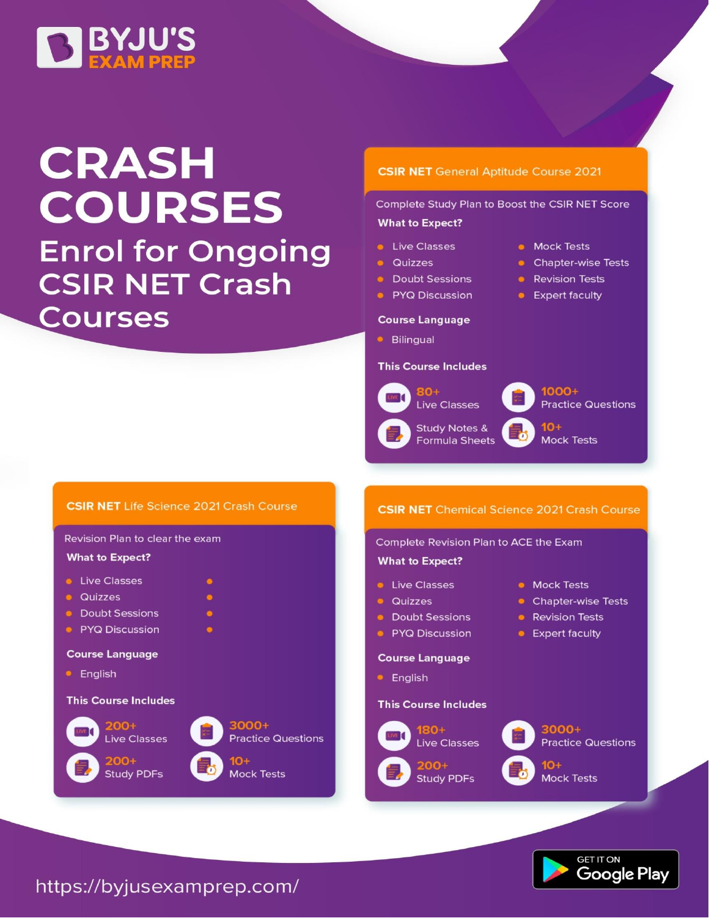# BYJU'S EXAM PREP

# CRASH COURSES

## Enrol for Ongoing CSIR NET Crash Courses

### CSIR NET General Aptitude Course 2021

Complete Study Plan to Boost the CSIR NET Score

**What to Expect?**

- Live Classes
- Quizzes
- Doubt Sessions
- PYQ Discussion
- Mock Tests
- Chapter-wise Tests
- Revision Tests
- Expert faculty

**Course Language**

- Bilingual

**This Course Includes**

- 80+ Live Classes
- 1000+ Practice Questions
- Study Notes & Formula Sheets
- 10+ Mock Tests

### CSIR NET Life Science 2021 Crash Course

Revision Plan to clear the exam

**What to Expect?**

- Live Classes
- Quizzes
- Doubt Sessions
- PYQ Discussion

**Course Language**

- English

**This Course Includes**

- 200+ Live Classes
- 3000+ Practice Questions
- 200+ Study PDFs
- 10+ Mock Tests

### CSIR NET Chemical Science 2021 Crash Course

Complete Revision Plan to ACE the Exam

**What to Expect?**

- Live Classes
- Quizzes
- Doubt Sessions
- PYQ Discussion
- Mock Tests
- Chapter-wise Tests
- Revision Tests
- Expert faculty

**Course Language**

- English

**This Course Includes**

- 180+ Live Classes
- 3000+ Practice Questions
- 200+ Study PDFs
- 10+ Mock Tests

https://byjusexamprep.com/

GET IT ON Google Play